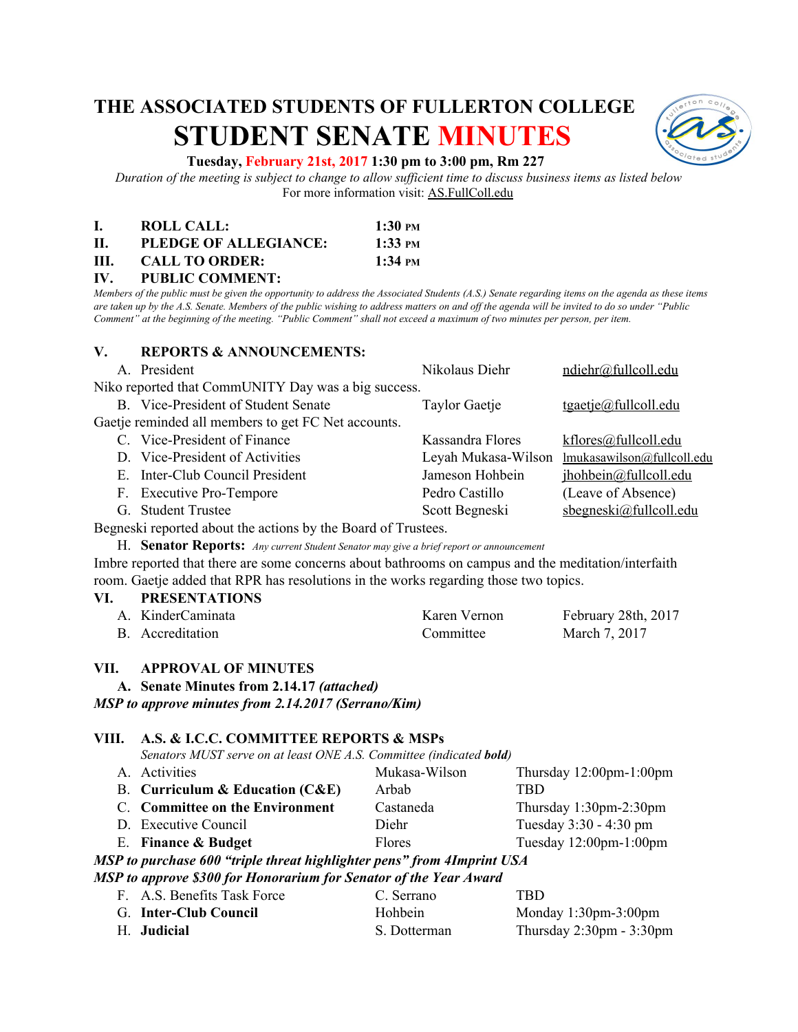# THE ASSOCIATED STUDENTS OF FULLERTON COLLEGE
# STUDENT SENATE MINUTES

**Tuesday, February 21st, 2017 1:30 pm to 3:00 pm, Rm 227**

*Duration of the meeting is subject to change to allow sufficient time to discuss business items as listed below*

For more information visit: AS.FullColl.edu

| | | |
|---|---|---|
| **I.** | **ROLL CALL:** | **1:30 PM** |
| **II.** | **PLEDGE OF ALLEGIANCE:** | **1:33 PM** |
| **III.** | **CALL TO ORDER:** | **1:34 PM** |

## IV. PUBLIC COMMENT:

*Members of the public must be given the opportunity to address the Associated Students (A.S.) Senate regarding items on the agenda as these items are taken up by the A.S. Senate. Members of the public wishing to address matters on and off the agenda will be invited to do so under "Public Comment" at the beginning of the meeting. "Public Comment" shall not exceed a maximum of two minutes per person, per item.*

## V. REPORTS & ANNOUNCEMENTS:

A. President — Nikolaus Diehr — ndiehr@fullcoll.edu

Niko reported that CommUNITY Day was a big success.

B. Vice-President of Student Senate — Taylor Gaetje — tgaetje@fullcoll.edu

Gaetje reminded all members to get FC Net accounts.

C. Vice-President of Finance — Kassandra Flores — kflores@fullcoll.edu

D. Vice-President of Activities — Leyah Mukasa-Wilson — lmukasawilson@fullcoll.edu

E. Inter-Club Council President — Jameson Hohbein — jhohbein@fullcoll.edu

F. Executive Pro-Tempore — Pedro Castillo — (Leave of Absence)

G. Student Trustee — Scott Begneski — sbegneski@fullcoll.edu

Begneski reported about the actions by the Board of Trustees.

H. **Senator Reports:** *Any current Student Senator may give a brief report or announcement*

Imbre reported that there are some concerns about bathrooms on campus and the meditation/interfaith room. Gaetje added that RPR has resolutions in the works regarding those two topics.

## VI. PRESENTATIONS

A. KinderCaminata — Karen Vernon — February 28th, 2017

B. Accreditation — Committee — March 7, 2017

## VII. APPROVAL OF MINUTES

**A. Senate Minutes from 2.14.17 *(attached)***

***MSP to approve minutes from 2.14.2017 (Serrano/Kim)***

## VIII. A.S. & I.C.C. COMMITTEE REPORTS & MSPs

*Senators MUST serve on at least ONE A.S. Committee (indicated **bold**)*

A. Activities — Mukasa-Wilson — Thursday 12:00pm-1:00pm

B. **Curriculum & Education (C&E)** — Arbab — TBD

C. **Committee on the Environment** — Castaneda — Thursday 1:30pm-2:30pm

D. Executive Council — Diehr — Tuesday 3:30 - 4:30 pm

E. **Finance & Budget** — Flores — Tuesday 12:00pm-1:00pm

***MSP to purchase 600 "triple threat highlighter pens" from 4Imprint USA***

***MSP to approve $300 for Honorarium for Senator of the Year Award***

F. A.S. Benefits Task Force — C. Serrano — TBD

G. **Inter-Club Council** — Hohbein — Monday 1:30pm-3:00pm

H. **Judicial** — S. Dotterman — Thursday 2:30pm - 3:30pm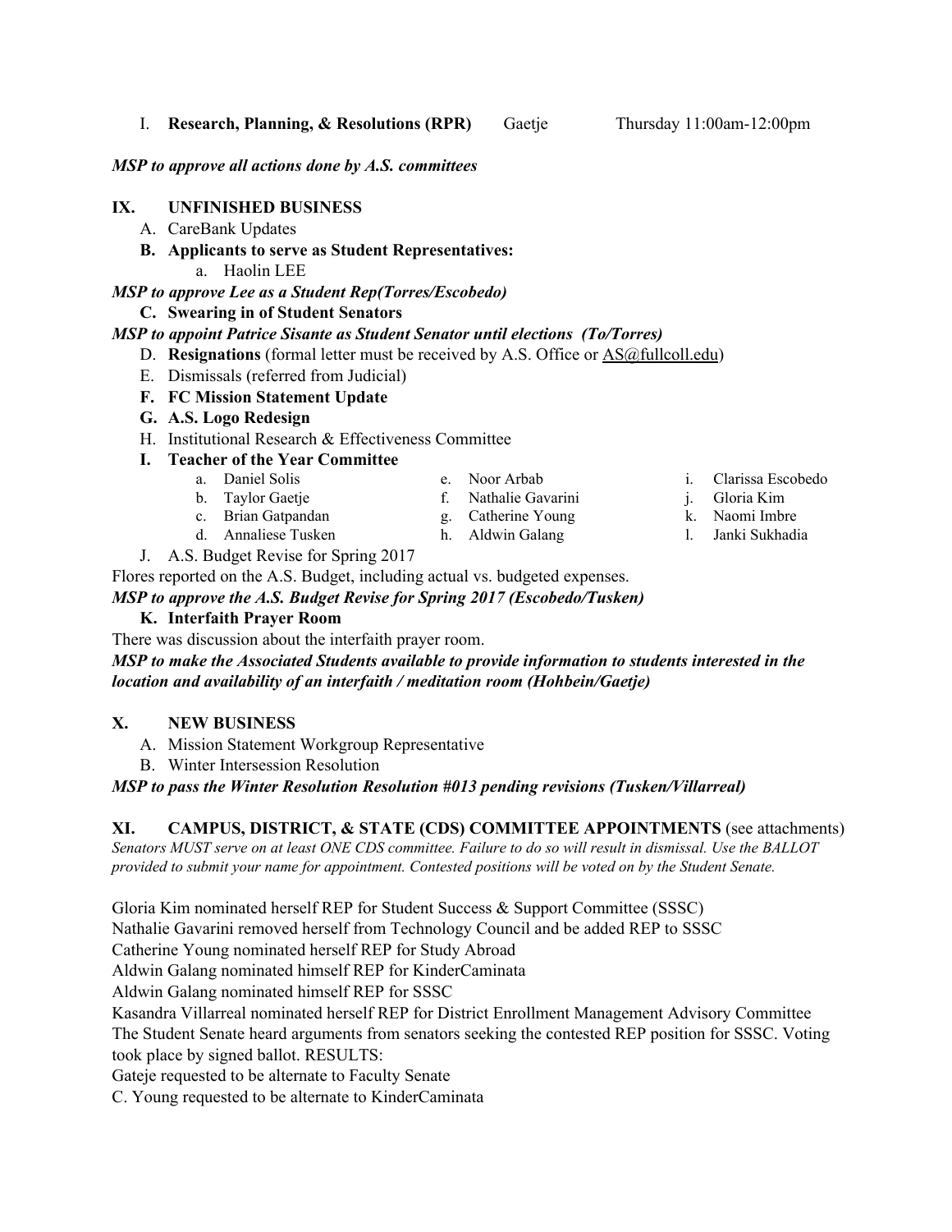I. **Research, Planning, & Resolutions (RPR)** Gaetje Thursday 11:00am-12:00pm

***MSP to approve all actions done by A.S. committees***

## IX. UNFINISHED BUSINESS

A. CareBank Updates

**B. Applicants to serve as Student Representatives:**

a. Haolin LEE

***MSP to approve Lee as a Student Rep(Torres/Escobedo)***

**C. Swearing in of Student Senators**

***MSP to appoint Patrice Sisante as Student Senator until elections (To/Torres)***

D. **Resignations** (formal letter must be received by A.S. Office or AS@fullcoll.edu)

E. Dismissals (referred from Judicial)

**F. FC Mission Statement Update**

**G. A.S. Logo Redesign**

H. Institutional Research & Effectiveness Committee

**I. Teacher of the Year Committee**

a. Daniel Solis
b. Taylor Gaetje
c. Brian Gatpandan
d. Annaliese Tusken
e. Noor Arbab
f. Nathalie Gavarini
g. Catherine Young
h. Aldwin Galang
i. Clarissa Escobedo
j. Gloria Kim
k. Naomi Imbre
l. Janki Sukhadia

J. A.S. Budget Revise for Spring 2017

Flores reported on the A.S. Budget, including actual vs. budgeted expenses.

***MSP to approve the A.S. Budget Revise for Spring 2017 (Escobedo/Tusken)***

**K. Interfaith Prayer Room**

There was discussion about the interfaith prayer room.

***MSP to make the Associated Students available to provide information to students interested in the location and availability of an interfaith / meditation room (Hohbein/Gaetje)***

## X. NEW BUSINESS

A. Mission Statement Workgroup Representative

B. Winter Intersession Resolution

***MSP to pass the Winter Resolution Resolution #013 pending revisions (Tusken/Villarreal)***

## XI. CAMPUS, DISTRICT, & STATE (CDS) COMMITTEE APPOINTMENTS (see attachments)

*Senators MUST serve on at least ONE CDS committee. Failure to do so will result in dismissal. Use the BALLOT provided to submit your name for appointment. Contested positions will be voted on by the Student Senate.*

Gloria Kim nominated herself REP for Student Success & Support Committee (SSSC)
Nathalie Gavarini removed herself from Technology Council and be added REP to SSSC
Catherine Young nominated herself REP for Study Abroad
Aldwin Galang nominated himself REP for KinderCaminata
Aldwin Galang nominated himself REP for SSSC
Kasandra Villarreal nominated herself REP for District Enrollment Management Advisory Committee
The Student Senate heard arguments from senators seeking the contested REP position for SSSC. Voting took place by signed ballot. RESULTS:
Gateje requested to be alternate to Faculty Senate
C. Young requested to be alternate to KinderCaminata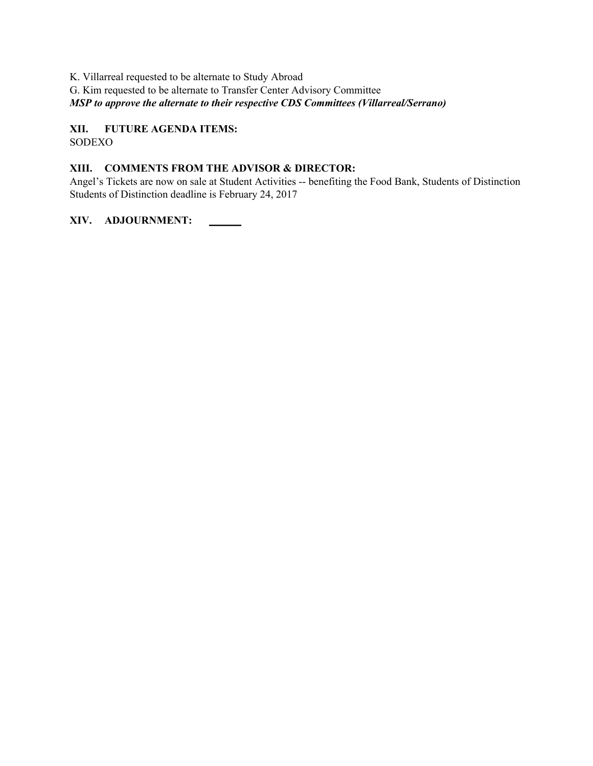K. Villarreal requested to be alternate to Study Abroad
G. Kim requested to be alternate to Transfer Center Advisory Committee
***MSP to approve the alternate to their respective CDS Committees (Villarreal/Serrano)***

**XII. FUTURE AGENDA ITEMS:**
SODEXO

**XIII. COMMENTS FROM THE ADVISOR & DIRECTOR:**
Angel's Tickets are now on sale at Student Activities -- benefiting the Food Bank, Students of Distinction
Students of Distinction deadline is February 24, 2017

**XIV. ADJOURNMENT:** ______